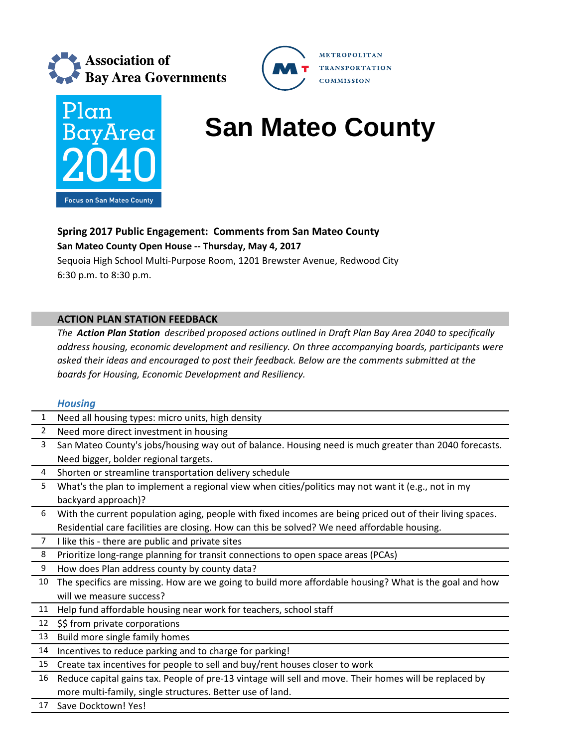Association of Bay Area Governments

METROPOLITAN TRANSPORTATION COMMISSION

Plan Bay Area 2040

Focus on San Mateo County

# San Mateo County

**Spring 2017 Public Engagement: Comments from San Mateo County**

**San Mateo County Open House -- Thursday, May 4, 2017**

Sequoia High School Multi-Purpose Room, 1201 Brewster Avenue, Redwood City

6:30 p.m. to 8:30 p.m.

## ACTION PLAN STATION FEEDBACK

*The **Action Plan Station** described proposed actions outlined in Draft Plan Bay Area 2040 to specifically address housing, economic development and resiliency. On three accompanying boards, participants were asked their ideas and encouraged to post their feedback. Below are the comments submitted at the boards for Housing, Economic Development and Resiliency.*

### *Housing*

| | |
|---|---|
| 1 | Need all housing types: micro units, high density |
| 2 | Need more direct investment in housing |
| 3 | San Mateo County's jobs/housing way out of balance. Housing need is much greater than 2040 forecasts. Need bigger, bolder regional targets. |
| 4 | Shorten or streamline transportation delivery schedule |
| 5 | What's the plan to implement a regional view when cities/politics may not want it (e.g., not in my backyard approach)? |
| 6 | With the current population aging, people with fixed incomes are being priced out of their living spaces. Residential care facilities are closing. How can this be solved? We need affordable housing. |
| 7 | I like this - there are public and private sites |
| 8 | Prioritize long-range planning for transit connections to open space areas (PCAs) |
| 9 | How does Plan address county by county data? |
| 10 | The specifics are missing. How are we going to build more affordable housing? What is the goal and how will we measure success? |
| 11 | Help fund affordable housing near work for teachers, school staff |
| 12 | $$ from private corporations |
| 13 | Build more single family homes |
| 14 | Incentives to reduce parking and to charge for parking! |
| 15 | Create tax incentives for people to sell and buy/rent houses closer to work |
| 16 | Reduce capital gains tax. People of pre-13 vintage will sell and move. Their homes will be replaced by more multi-family, single structures. Better use of land. |
| 17 | Save Docktown! Yes! |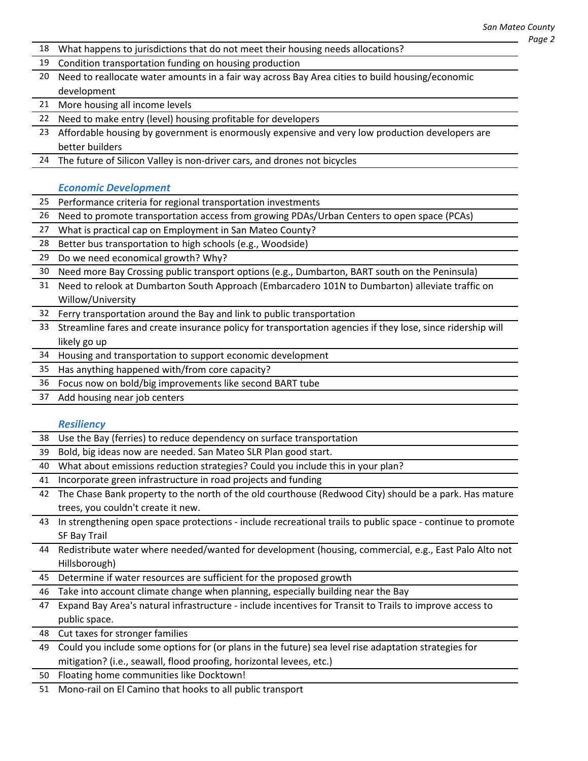| | |
|---|---|
| 18 | What happens to jurisdictions that do not meet their housing needs allocations? |
| 19 | Condition transportation funding on housing production |
| 20 | Need to reallocate water amounts in a fair way across Bay Area cities to build housing/economic development |
| 21 | More housing all income levels |
| 22 | Need to make entry (level) housing profitable for developers |
| 23 | Affordable housing by government is enormously expensive and very low production developers are better builders |
| 24 | The future of Silicon Valley is non-driver cars, and drones not bicycles |

### *Economic Development*

| | |
|---|---|
| 25 | Performance criteria for regional transportation investments |
| 26 | Need to promote transportation access from growing PDAs/Urban Centers to open space (PCAs) |
| 27 | What is practical cap on Employment in San Mateo County? |
| 28 | Better bus transportation to high schools (e.g., Woodside) |
| 29 | Do we need economical growth? Why? |
| 30 | Need more Bay Crossing public transport options (e.g., Dumbarton, BART south on the Peninsula) |
| 31 | Need to relook at Dumbarton South Approach (Embarcadero 101N to Dumbarton) alleviate traffic on Willow/University |
| 32 | Ferry transportation around the Bay and link to public transportation |
| 33 | Streamline fares and create insurance policy for transportation agencies if they lose, since ridership will likely go up |
| 34 | Housing and transportation to support economic development |
| 35 | Has anything happened with/from core capacity? |
| 36 | Focus now on bold/big improvements like second BART tube |
| 37 | Add housing near job centers |

### *Resiliency*

| | |
|---|---|
| 38 | Use the Bay (ferries) to reduce dependency on surface transportation |
| 39 | Bold, big ideas now are needed. San Mateo SLR Plan good start. |
| 40 | What about emissions reduction strategies? Could you include this in your plan? |
| 41 | Incorporate green infrastructure in road projects and funding |
| 42 | The Chase Bank property to the north of the old courthouse (Redwood City) should be a park. Has mature trees, you couldn't create it new. |
| 43 | In strengthening open space protections - include recreational trails to public space - continue to promote SF Bay Trail |
| 44 | Redistribute water where needed/wanted for development (housing, commercial, e.g., East Palo Alto not Hillsborough) |
| 45 | Determine if water resources are sufficient for the proposed growth |
| 46 | Take into account climate change when planning, especially building near the Bay |
| 47 | Expand Bay Area's natural infrastructure - include incentives for Transit to Trails to improve access to public space. |
| 48 | Cut taxes for stronger families |
| 49 | Could you include some options for (or plans in the future) sea level rise adaptation strategies for mitigation? (i.e., seawall, flood proofing, horizontal levees, etc.) |
| 50 | Floating home communities like Docktown! |
| 51 | Mono-rail on El Camino that hooks to all public transport |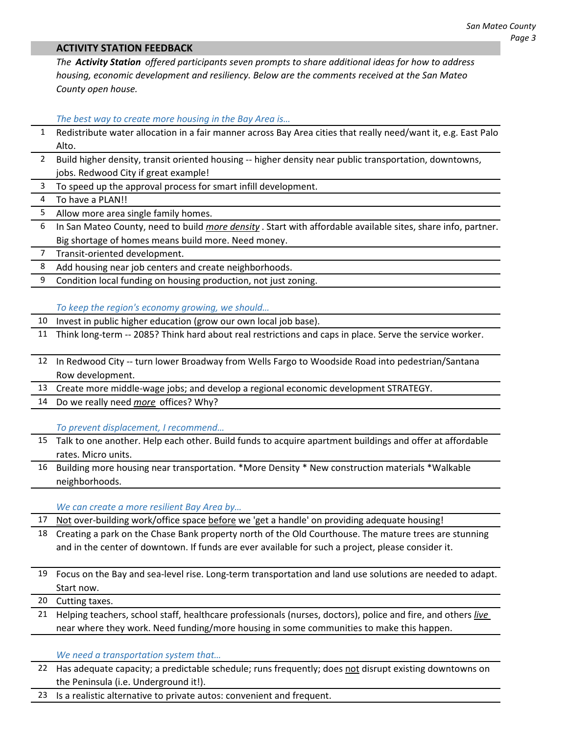## ACTIVITY STATION FEEDBACK

*The **Activity Station** offered participants seven prompts to share additional ideas for how to address housing, economic development and resiliency. Below are the comments received at the San Mateo County open house.*

*The best way to create more housing in the Bay Area is…*

| | |
|---|---|
| 1 | Redistribute water allocation in a fair manner across Bay Area cities that really need/want it, e.g. East Palo Alto. |
| 2 | Build higher density, transit oriented housing -- higher density near public transportation, downtowns, jobs. Redwood City if great example! |
| 3 | To speed up the approval process for smart infill development. |
| 4 | To have a PLAN!! |
| 5 | Allow more area single family homes. |
| 6 | In San Mateo County, need to build *more density* . Start with affordable available sites, share info, partner. Big shortage of homes means build more. Need money. |
| 7 | Transit-oriented development. |
| 8 | Add housing near job centers and create neighborhoods. |
| 9 | Condition local funding on housing production, not just zoning. |

*To keep the region's economy growing, we should…*

| | |
|---|---|
| 10 | Invest in public higher education (grow our own local job base). |
| 11 | Think long-term -- 2085? Think hard about real restrictions and caps in place. Serve the service worker. |
| 12 | In Redwood City -- turn lower Broadway from Wells Fargo to Woodside Road into pedestrian/Santana Row development. |
| 13 | Create more middle-wage jobs; and develop a regional economic development STRATEGY. |
| 14 | Do we really need *more* offices? Why? |

*To prevent displacement, I recommend…*

| | |
|---|---|
| 15 | Talk to one another. Help each other. Build funds to acquire apartment buildings and offer at affordable rates. Micro units. |
| 16 | Building more housing near transportation. *More Density * New construction materials *Walkable neighborhoods. |

*We can create a more resilient Bay Area by…*

| | |
|---|---|
| 17 | Not over-building work/office space before we 'get a handle' on providing adequate housing! |
| 18 | Creating a park on the Chase Bank property north of the Old Courthouse. The mature trees are stunning and in the center of downtown. If funds are ever available for such a project, please consider it. |
| 19 | Focus on the Bay and sea-level rise. Long-term transportation and land use solutions are needed to adapt. Start now. |
| 20 | Cutting taxes. |
| 21 | Helping teachers, school staff, healthcare professionals (nurses, doctors), police and fire, and others *live* near where they work. Need funding/more housing in some communities to make this happen. |

*We need a transportation system that…*

| | |
|---|---|
| 22 | Has adequate capacity; a predictable schedule; runs frequently; does not disrupt existing downtowns on the Peninsula (i.e. Underground it!). |
| 23 | Is a realistic alternative to private autos: convenient and frequent. |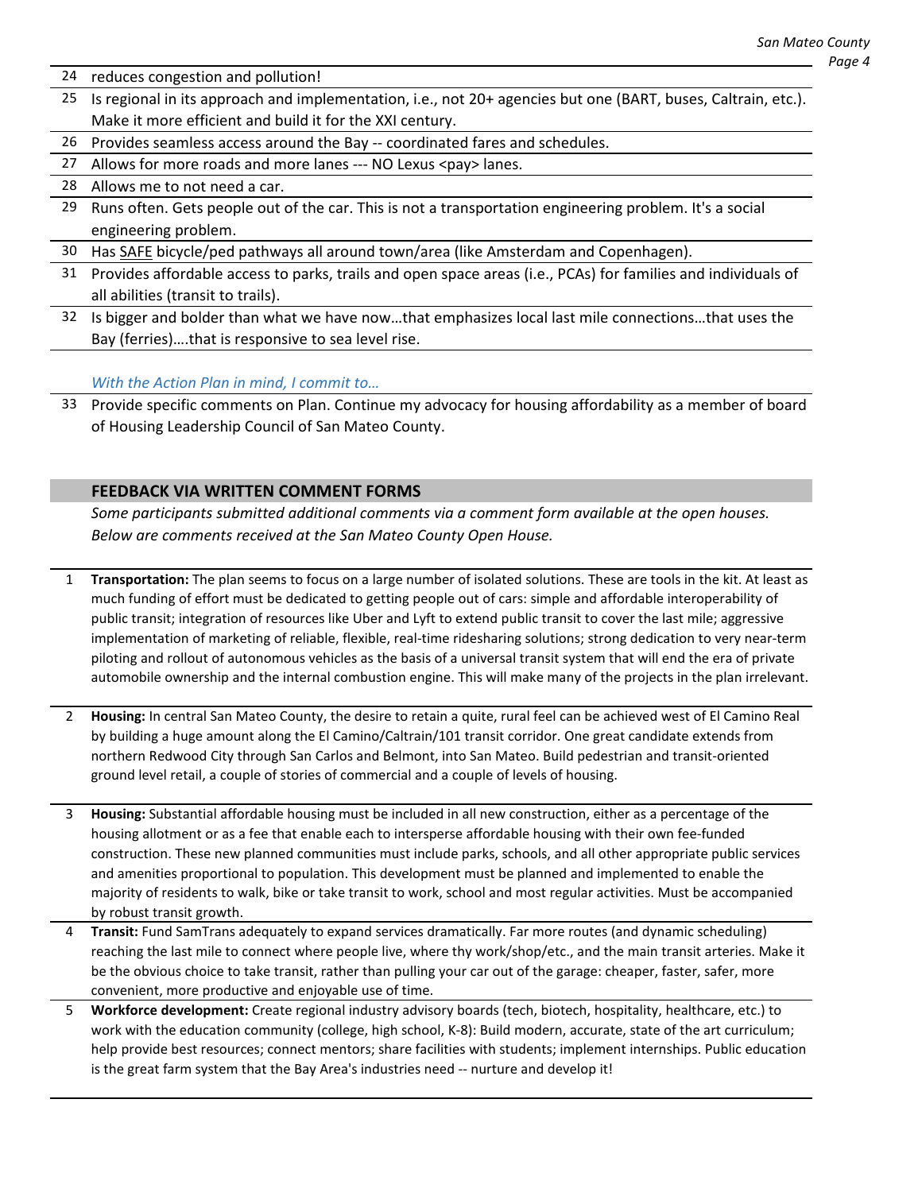24 reduces congestion and pollution!

25 Is regional in its approach and implementation, i.e., not 20+ agencies but one (BART, buses, Caltrain, etc.). Make it more efficient and build it for the XXI century.

26 Provides seamless access around the Bay -- coordinated fares and schedules.

27 Allows for more roads and more lanes --- NO Lexus <pay> lanes.

28 Allows me to not need a car.

29 Runs often. Gets people out of the car. This is not a transportation engineering problem. It's a social engineering problem.

30 Has SAFE bicycle/ped pathways all around town/area (like Amsterdam and Copenhagen).

31 Provides affordable access to parks, trails and open space areas (i.e., PCAs) for families and individuals of all abilities (transit to trails).

32 Is bigger and bolder than what we have now…that emphasizes local last mile connections…that uses the Bay (ferries)….that is responsive to sea level rise.

*With the Action Plan in mind, I commit to…*

33 Provide specific comments on Plan. Continue my advocacy for housing affordability as a member of board of Housing Leadership Council of San Mateo County.

## FEEDBACK VIA WRITTEN COMMENT FORMS

*Some participants submitted additional comments via a comment form available at the open houses. Below are comments received at the San Mateo County Open House.*

1 **Transportation:** The plan seems to focus on a large number of isolated solutions. These are tools in the kit. At least as much funding of effort must be dedicated to getting people out of cars: simple and affordable interoperability of public transit; integration of resources like Uber and Lyft to extend public transit to cover the last mile; aggressive implementation of marketing of reliable, flexible, real-time ridesharing solutions; strong dedication to very near-term piloting and rollout of autonomous vehicles as the basis of a universal transit system that will end the era of private automobile ownership and the internal combustion engine. This will make many of the projects in the plan irrelevant.

2 **Housing:** In central San Mateo County, the desire to retain a quite, rural feel can be achieved west of El Camino Real by building a huge amount along the El Camino/Caltrain/101 transit corridor. One great candidate extends from northern Redwood City through San Carlos and Belmont, into San Mateo. Build pedestrian and transit-oriented ground level retail, a couple of stories of commercial and a couple of levels of housing.

3 **Housing:** Substantial affordable housing must be included in all new construction, either as a percentage of the housing allotment or as a fee that enable each to intersperse affordable housing with their own fee-funded construction. These new planned communities must include parks, schools, and all other appropriate public services and amenities proportional to population. This development must be planned and implemented to enable the majority of residents to walk, bike or take transit to work, school and most regular activities. Must be accompanied by robust transit growth.

4 **Transit:** Fund SamTrans adequately to expand services dramatically. Far more routes (and dynamic scheduling) reaching the last mile to connect where people live, where thy work/shop/etc., and the main transit arteries. Make it be the obvious choice to take transit, rather than pulling your car out of the garage: cheaper, faster, safer, more convenient, more productive and enjoyable use of time.

5 **Workforce development:** Create regional industry advisory boards (tech, biotech, hospitality, healthcare, etc.) to work with the education community (college, high school, K-8): Build modern, accurate, state of the art curriculum; help provide best resources; connect mentors; share facilities with students; implement internships. Public education is the great farm system that the Bay Area's industries need -- nurture and develop it!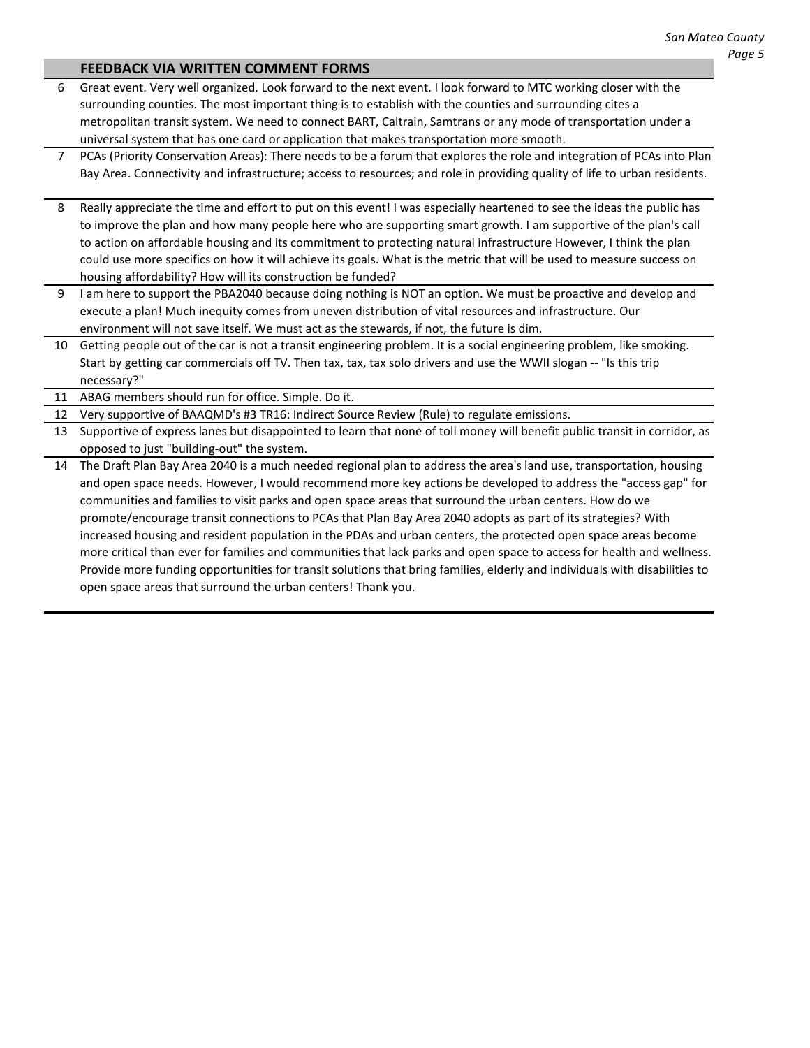| | FEEDBACK VIA WRITTEN COMMENT FORMS |
|---|---|
| 6 | Great event. Very well organized. Look forward to the next event. I look forward to MTC working closer with the surrounding counties. The most important thing is to establish with the counties and surrounding cites a metropolitan transit system. We need to connect BART, Caltrain, Samtrans or any mode of transportation under a universal system that has one card or application that makes transportation more smooth. |
| 7 | PCAs (Priority Conservation Areas): There needs to be a forum that explores the role and integration of PCAs into Plan Bay Area. Connectivity and infrastructure; access to resources; and role in providing quality of life to urban residents. |
| 8 | Really appreciate the time and effort to put on this event! I was especially heartened to see the ideas the public has to improve the plan and how many people here who are supporting smart growth. I am supportive of the plan's call to action on affordable housing and its commitment to protecting natural infrastructure However, I think the plan could use more specifics on how it will achieve its goals. What is the metric that will be used to measure success on housing affordability? How will its construction be funded? |
| 9 | I am here to support the PBA2040 because doing nothing is NOT an option. We must be proactive and develop and execute a plan! Much inequity comes from uneven distribution of vital resources and infrastructure. Our environment will not save itself. We must act as the stewards, if not, the future is dim. |
| 10 | Getting people out of the car is not a transit engineering problem. It is a social engineering problem, like smoking. Start by getting car commercials off TV. Then tax, tax, tax solo drivers and use the WWII slogan -- "Is this trip necessary?" |
| 11 | ABAG members should run for office. Simple. Do it. |
| 12 | Very supportive of BAAQMD's #3 TR16: Indirect Source Review (Rule) to regulate emissions. |
| 13 | Supportive of express lanes but disappointed to learn that none of toll money will benefit public transit in corridor, as opposed to just "building-out" the system. |
| 14 | The Draft Plan Bay Area 2040 is a much needed regional plan to address the area's land use, transportation, housing and open space needs. However, I would recommend more key actions be developed to address the "access gap" for communities and families to visit parks and open space areas that surround the urban centers. How do we promote/encourage transit connections to PCAs that Plan Bay Area 2040 adopts as part of its strategies? With increased housing and resident population in the PDAs and urban centers, the protected open space areas become more critical than ever for families and communities that lack parks and open space to access for health and wellness. Provide more funding opportunities for transit solutions that bring families, elderly and individuals with disabilities to open space areas that surround the urban centers! Thank you. |